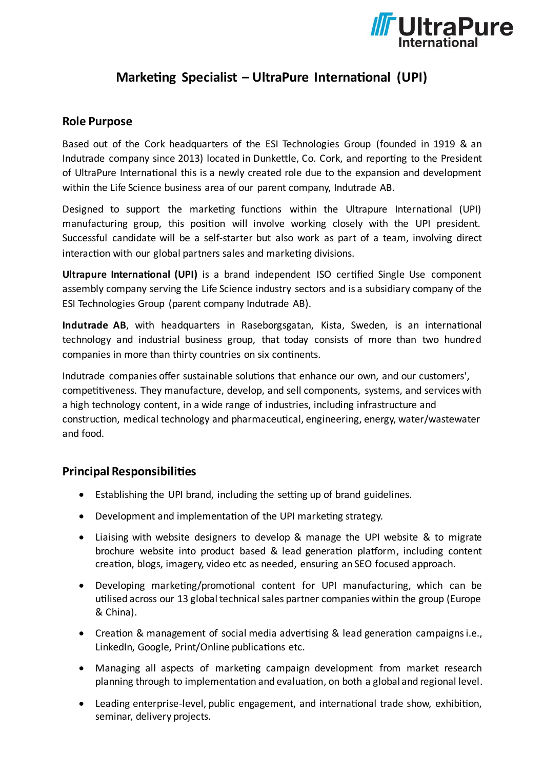# Marketing Specialist – UltraPure International (UPI)

## Role Purpose

Based out of the Cork headquarters of the ESI Technologies Group (founded in 1919 & an Indutrade company since 2013) located in Dunkettle, Co. Cork, and reporting to the President of UltraPure International this is a newly created role due to the expansion and development within the Life Science business area of our parent company, Indutrade AB.

Designed to support the marketing functions within the Ultrapure International (UPI) manufacturing group, this position will involve working closely with the UPI president. Successful candidate will be a self-starter but also work as part of a team, involving direct interaction with our global partners sales and marketing divisions.

**Ultrapure International (UPI)** is a brand independent ISO certified Single Use component assembly company serving the Life Science industry sectors and is a subsidiary company of the ESI Technologies Group (parent company Indutrade AB).

**Indutrade AB**, with headquarters in Raseborgsgatan, Kista, Sweden, is an international technology and industrial business group, that today consists of more than two hundred companies in more than thirty countries on six continents.

Indutrade companies offer sustainable solutions that enhance our own, and our customers', competitiveness. They manufacture, develop, and sell components, systems, and services with a high technology content, in a wide range of industries, including infrastructure and construction, medical technology and pharmaceutical, engineering, energy, water/wastewater and food.

## Principal Responsibilities

- Establishing the UPI brand, including the setting up of brand guidelines.
- Development and implementation of the UPI marketing strategy.
- Liaising with website designers to develop & manage the UPI website & to migrate brochure website into product based & lead generation platform, including content creation, blogs, imagery, video etc as needed, ensuring an SEO focused approach.
- Developing marketing/promotional content for UPI manufacturing, which can be utilised across our 13 global technical sales partner companies within the group (Europe & China).
- Creation & management of social media advertising & lead generation campaigns i.e., LinkedIn, Google, Print/Online publications etc.
- Managing all aspects of marketing campaign development from market research planning through to implementation and evaluation, on both a global and regional level.
- Leading enterprise-level, public engagement, and international trade show, exhibition, seminar, delivery projects.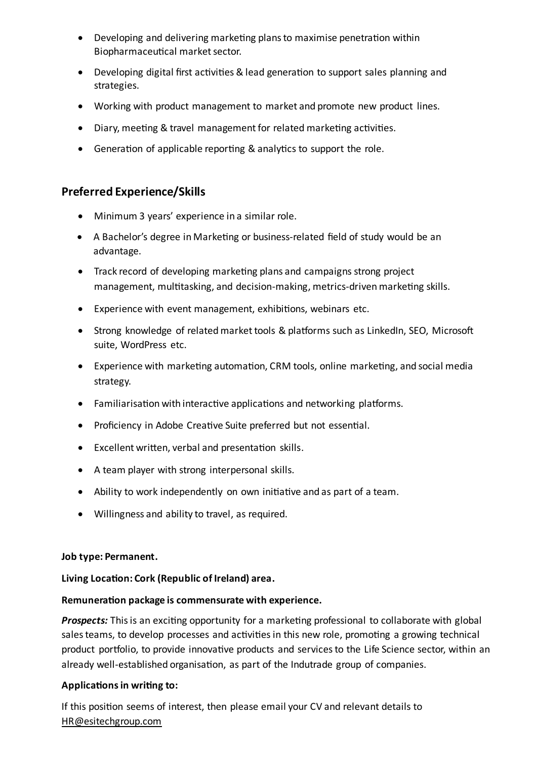- Developing and delivering marketing plans to maximise penetration within Biopharmaceutical market sector.
- Developing digital first activities & lead generation to support sales planning and strategies.
- Working with product management to market and promote new product lines.
- Diary, meeting & travel management for related marketing activities.
- Generation of applicable reporting & analytics to support the role.

## Preferred Experience/Skills

- Minimum 3 years' experience in a similar role.
- A Bachelor's degree in Marketing or business-related field of study would be an advantage.
- Track record of developing marketing plans and campaigns strong project management, multitasking, and decision-making, metrics-driven marketing skills.
- Experience with event management, exhibitions, webinars etc.
- Strong knowledge of related market tools & platforms such as LinkedIn, SEO, Microsoft suite, WordPress etc.
- Experience with marketing automation, CRM tools, online marketing, and social media strategy.
- Familiarisation with interactive applications and networking platforms.
- Proficiency in Adobe Creative Suite preferred but not essential.
- Excellent written, verbal and presentation skills.
- A team player with strong interpersonal skills.
- Ability to work independently on own initiative and as part of a team.
- Willingness and ability to travel, as required.

**Job type: Permanent.**

**Living Location: Cork (Republic of Ireland) area.**

**Remuneration package is commensurate with experience.**

***Prospects:*** This is an exciting opportunity for a marketing professional to collaborate with global sales teams, to develop processes and activities in this new role, promoting a growing technical product portfolio, to provide innovative products and services to the Life Science sector, within an already well-established organisation, as part of the Indutrade group of companies.

**Applications in writing to:**

If this position seems of interest, then please email your CV and relevant details to HR@esitechgroup.com